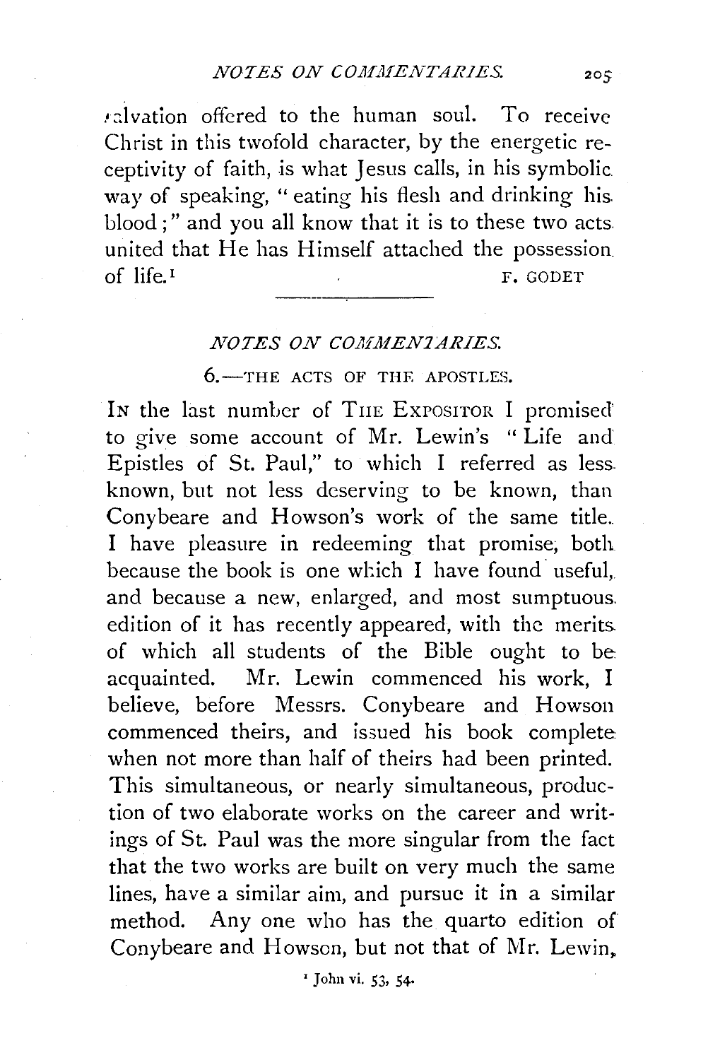salvation offered to the human soul. To receive Christ in this twofold character, by the energetic receptivity of faith, is what Jesus calls, in his symbolic way of speaking, "eating his flesh and drinking his blood;" and you all know that it is to these two acts united that He has Himself attached the possession of life.[1]

F. GODET

---

## *NOTES ON COMMENTARIES.*

### 6.—THE ACTS OF THE APOSTLES.

IN the last number of THE EXPOSITOR I promised to give some account of Mr. Lewin's "Life and Epistles of St. Paul," to which I referred as less known, but not less deserving to be known, than Conybeare and Howson's work of the same title. I have pleasure in redeeming that promise, both because the book is one which I have found useful, and because a new, enlarged, and most sumptuous edition of it has recently appeared, with the merits of which all students of the Bible ought to be acquainted. Mr. Lewin commenced his work, I believe, before Messrs. Conybeare and Howson commenced theirs, and issued his book complete when not more than half of theirs had been printed. This simultaneous, or nearly simultaneous, production of two elaborate works on the career and writings of St. Paul was the more singular from the fact that the two works are built on very much the same lines, have a similar aim, and pursue it in a similar method. Any one who has the quarto edition of Conybeare and Howson, but not that of Mr. Lewin,

[1] John vi. 53, 54.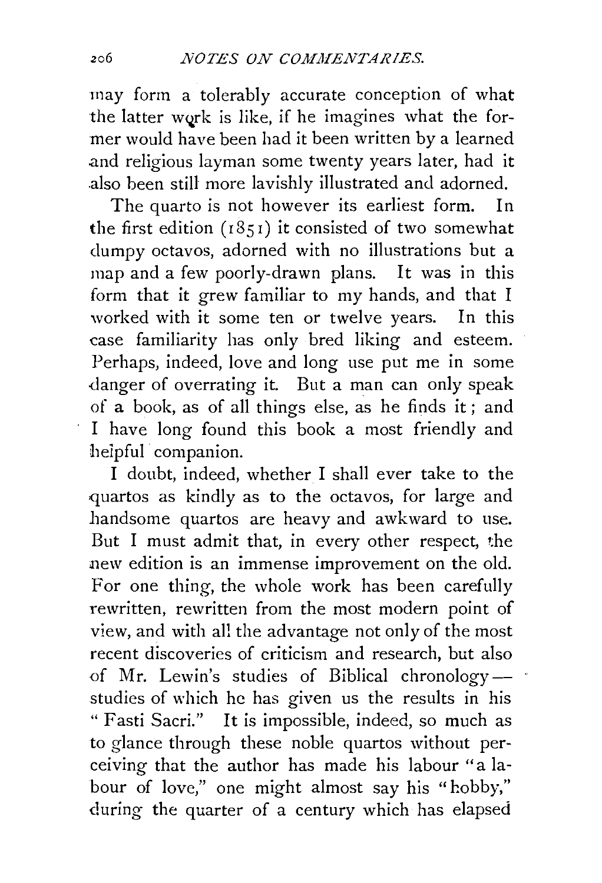may form a tolerably accurate conception of what the latter work is like, if he imagines what the former would have been had it been written by a learned and religious layman some twenty years later, had it also been still more lavishly illustrated and adorned.

The quarto is not however its earliest form. In the first edition (1851) it consisted of two somewhat dumpy octavos, adorned with no illustrations but a map and a few poorly-drawn plans. It was in this form that it grew familiar to my hands, and that I worked with it some ten or twelve years. In this case familiarity has only bred liking and esteem. Perhaps, indeed, love and long use put me in some danger of overrating it. But a man can only speak of a book, as of all things else, as he finds it; and I have long found this book a most friendly and helpful companion.

I doubt, indeed, whether I shall ever take to the quartos as kindly as to the octavos, for large and handsome quartos are heavy and awkward to use. But I must admit that, in every other respect, the new edition is an immense improvement on the old. For one thing, the whole work has been carefully rewritten, rewritten from the most modern point of view, and with all the advantage not only of the most recent discoveries of criticism and research, but also of Mr. Lewin's studies of Biblical chronology—studies of which he has given us the results in his "Fasti Sacri." It is impossible, indeed, so much as to glance through these noble quartos without perceiving that the author has made his labour "a labour of love," one might almost say his "hobby," during the quarter of a century which has elapsed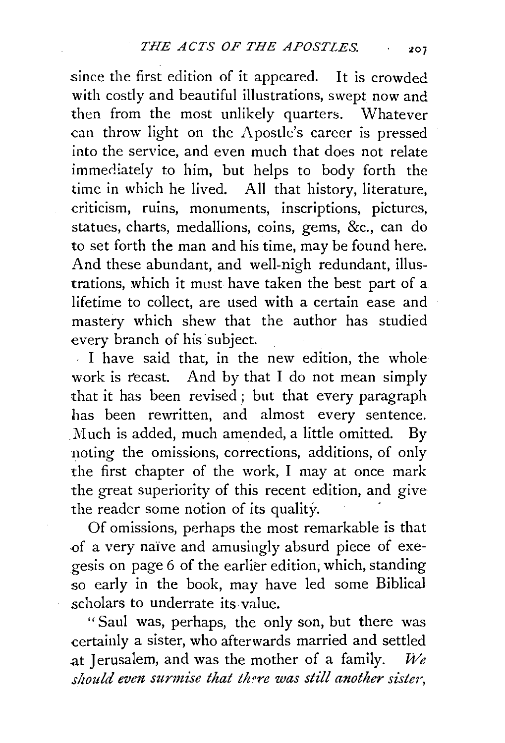since the first edition of it appeared. It is crowded with costly and beautiful illustrations, swept now and then from the most unlikely quarters. Whatever can throw light on the Apostle's career is pressed into the service, and even much that does not relate immediately to him, but helps to body forth the time in which he lived. All that history, literature, criticism, ruins, monuments, inscriptions, pictures, statues, charts, medallions, coins, gems, &c., can do to set forth the man and his time, may be found here. And these abundant, and well-nigh redundant, illustrations, which it must have taken the best part of a lifetime to collect, are used with a certain ease and mastery which shew that the author has studied every branch of his subject.

I have said that, in the new edition, the whole work is recast. And by that I do not mean simply that it has been revised; but that every paragraph has been rewritten, and almost every sentence. Much is added, much amended, a little omitted. By noting the omissions, corrections, additions, of only the first chapter of the work, I may at once mark the great superiority of this recent edition, and give the reader some notion of its quality.

Of omissions, perhaps the most remarkable is that of a very naïve and amusingly absurd piece of exegesis on page 6 of the earlier edition, which, standing so early in the book, may have led some Biblical scholars to underrate its value.

"Saul was, perhaps, the only son, but there was certainly a sister, who afterwards married and settled at Jerusalem, and was the mother of a family. *We should even surmise that there was still another sister,*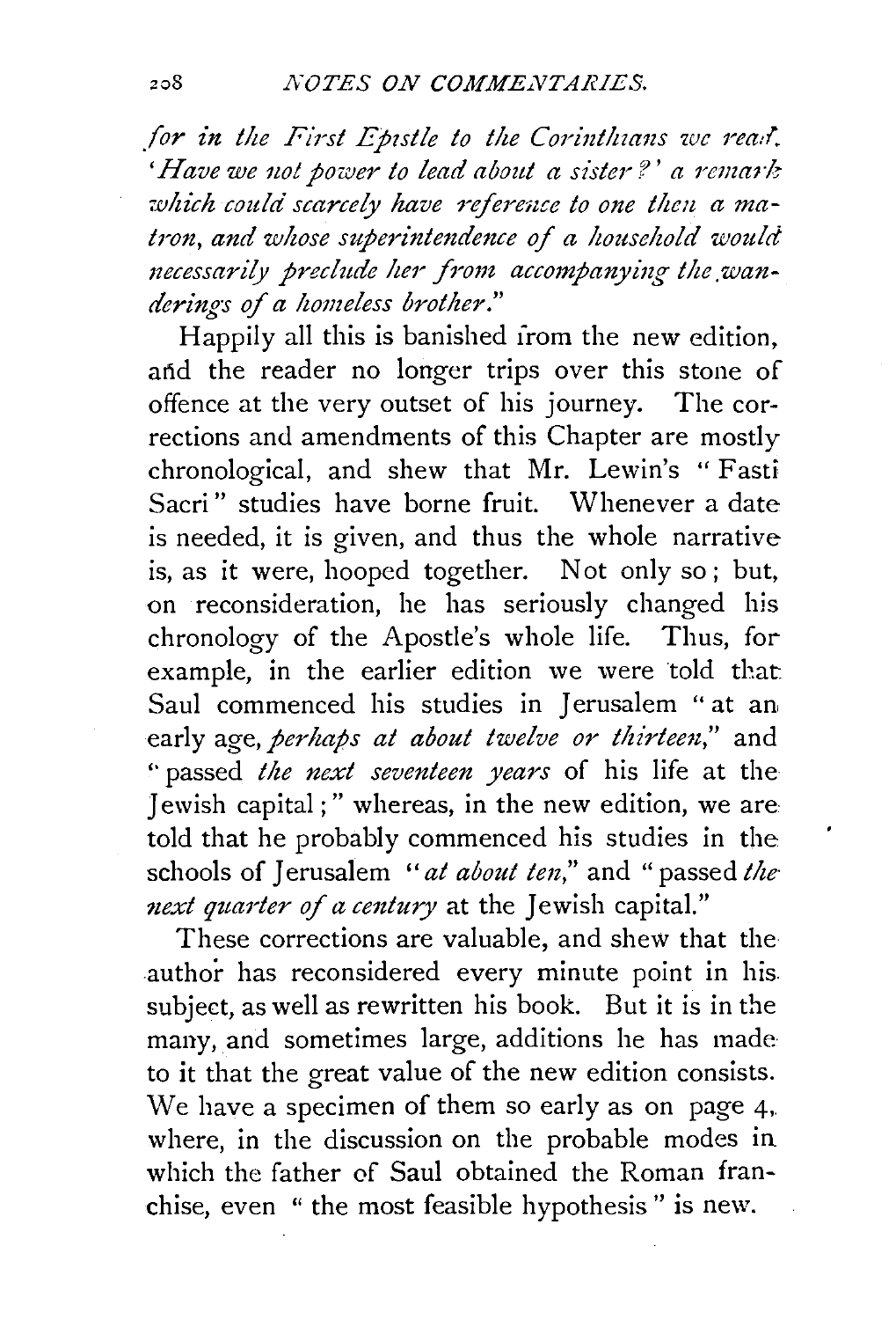*for in the First Epistle to the Corinthians we read. 'Have we not power to lead about a sister?' a remark which could scarcely have reference to one then a matron, and whose superintendence of a household would necessarily preclude her from accompanying the wanderings of a homeless brother."*

Happily all this is banished from the new edition, and the reader no longer trips over this stone of offence at the very outset of his journey. The corrections and amendments of this Chapter are mostly chronological, and shew that Mr. Lewin's "Fasti Sacri" studies have borne fruit. Whenever a date is needed, it is given, and thus the whole narrative is, as it were, hooped together. Not only so; but, on reconsideration, he has seriously changed his chronology of the Apostle's whole life. Thus, for example, in the earlier edition we were told that Saul commenced his studies in Jerusalem "at an early age, *perhaps at about twelve or thirteen*," and "passed *the next seventeen years* of his life at the Jewish capital;" whereas, in the new edition, we are told that he probably commenced his studies in the schools of Jerusalem "*at about ten*," and "passed *the next quarter of a century* at the Jewish capital."

These corrections are valuable, and shew that the author has reconsidered every minute point in his subject, as well as rewritten his book. But it is in the many, and sometimes large, additions he has made to it that the great value of the new edition consists. We have a specimen of them so early as on page 4, where, in the discussion on the probable modes in which the father of Saul obtained the Roman franchise, even "the most feasible hypothesis" is new.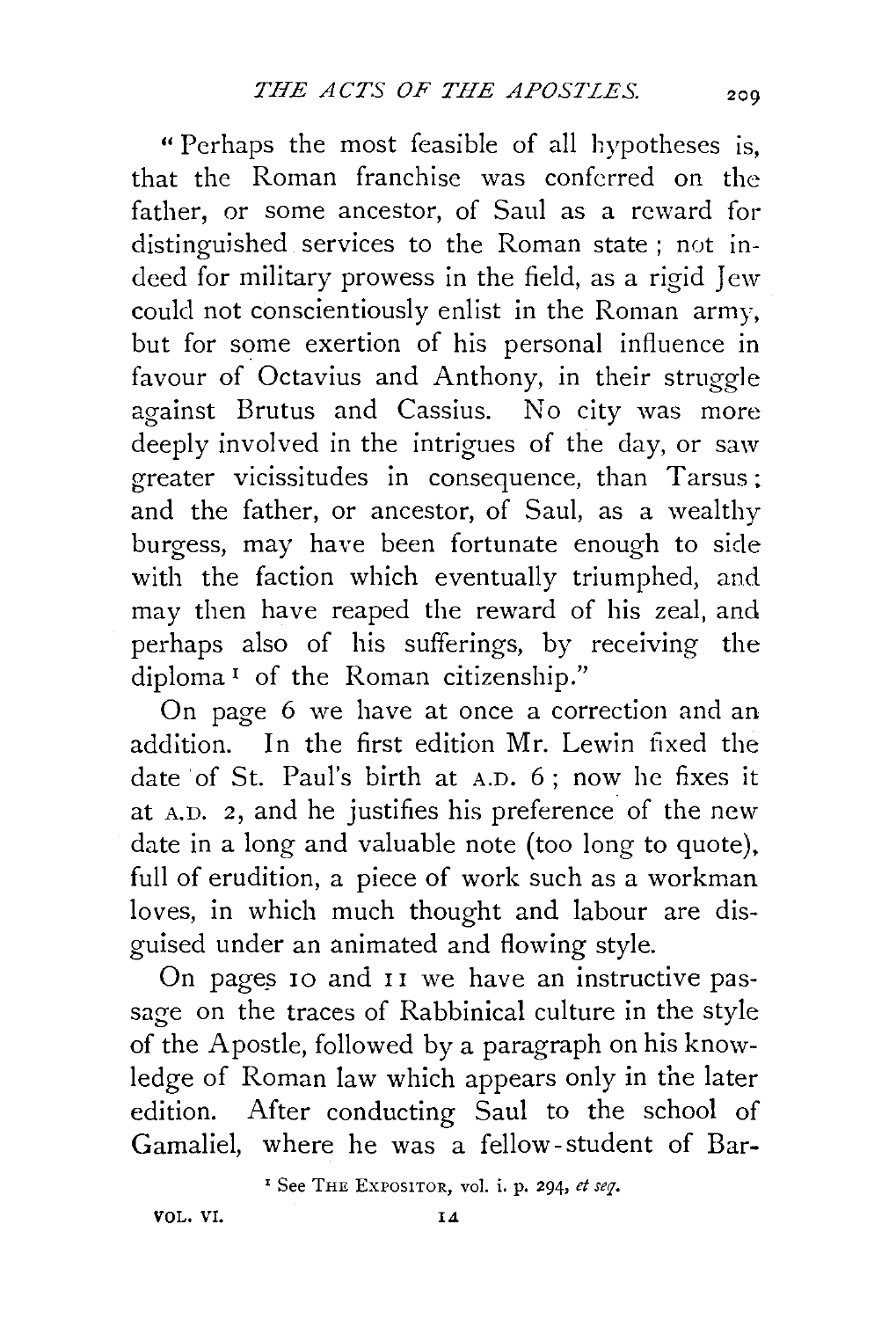"Perhaps the most feasible of all hypotheses is, that the Roman franchise was conferred on the father, or some ancestor, of Saul as a reward for distinguished services to the Roman state; not indeed for military prowess in the field, as a rigid Jew could not conscientiously enlist in the Roman army, but for some exertion of his personal influence in favour of Octavius and Anthony, in their struggle against Brutus and Cassius. No city was more deeply involved in the intrigues of the day, or saw greater vicissitudes in consequence, than Tarsus; and the father, or ancestor, of Saul, as a wealthy burgess, may have been fortunate enough to side with the faction which eventually triumphed, and may then have reaped the reward of his zeal, and perhaps also of his sufferings, by receiving the diploma[1] of the Roman citizenship."

On page 6 we have at once a correction and an addition. In the first edition Mr. Lewin fixed the date of St. Paul's birth at A.D. 6; now he fixes it at A.D. 2, and he justifies his preference of the new date in a long and valuable note (too long to quote), full of erudition, a piece of work such as a workman loves, in which much thought and labour are disguised under an animated and flowing style.

On pages 10 and 11 we have an instructive passage on the traces of Rabbinical culture in the style of the Apostle, followed by a paragraph on his knowledge of Roman law which appears only in the later edition. After conducting Saul to the school of Gamaliel, where he was a fellow-student of Bar-

[1] See THE EXPOSITOR, vol. i. p. 294, *et seq.*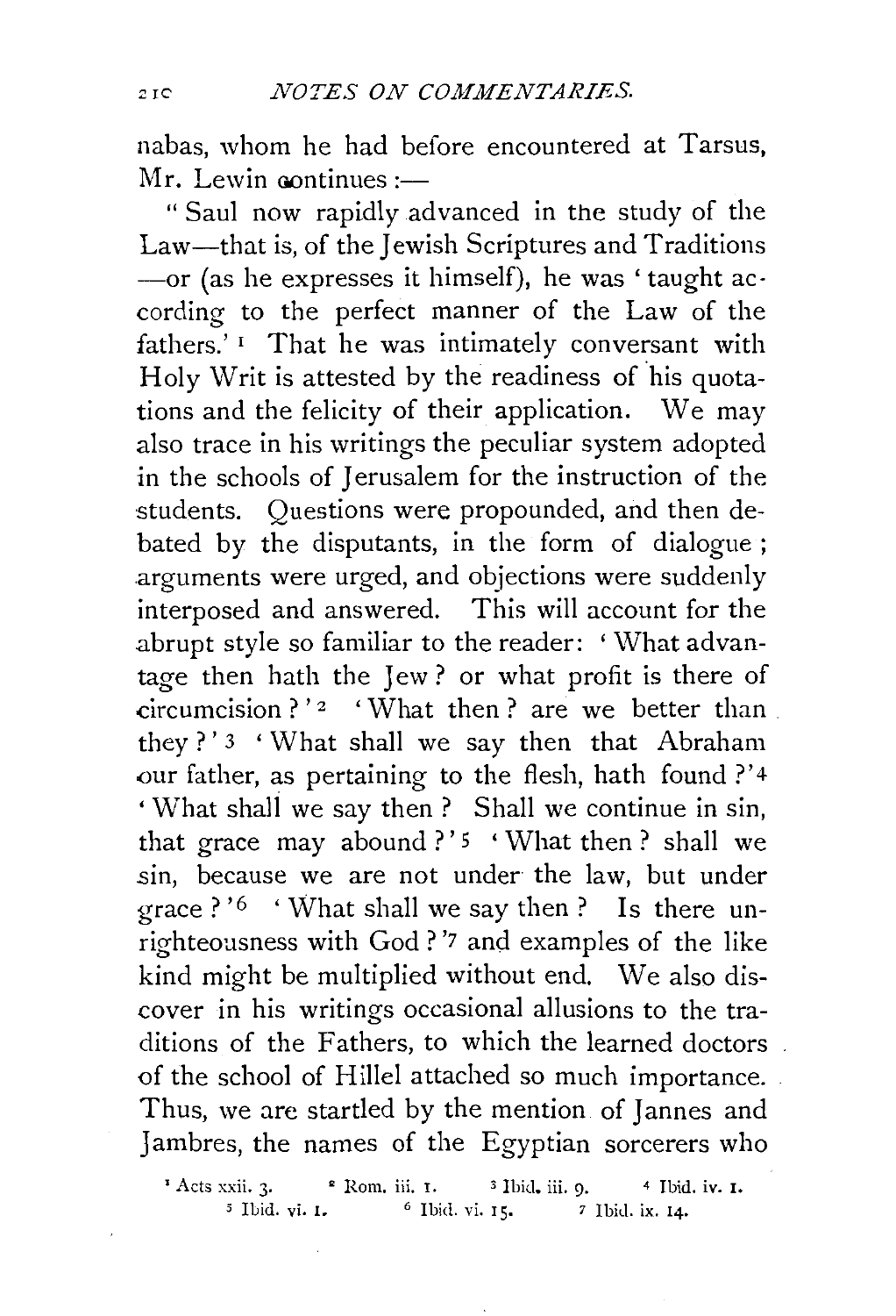nabas, whom he had before encountered at Tarsus, Mr. Lewin continues :—

"Saul now rapidly advanced in the study of the Law—that is, of the Jewish Scriptures and Traditions —or (as he expresses it himself), he was 'taught according to the perfect manner of the Law of the fathers.' [1] That he was intimately conversant with Holy Writ is attested by the readiness of his quotations and the felicity of their application. We may also trace in his writings the peculiar system adopted in the schools of Jerusalem for the instruction of the students. Questions were propounded, and then debated by the disputants, in the form of dialogue; arguments were urged, and objections were suddenly interposed and answered. This will account for the abrupt style so familiar to the reader: 'What advantage then hath the Jew? or what profit is there of circumcision?' [2] 'What then? are we better than they?' [3] 'What shall we say then that Abraham our father, as pertaining to the flesh, hath found?' [4] 'What shall we say then? Shall we continue in sin, that grace may abound?' [5] 'What then? shall we sin, because we are not under the law, but under grace?' [6] 'What shall we say then? Is there unrighteousness with God?' [7] and examples of the like kind might be multiplied without end. We also discover in his writings occasional allusions to the traditions of the Fathers, to which the learned doctors of the school of Hillel attached so much importance. Thus, we are startled by the mention of Jannes and Jambres, the names of the Egyptian sorcerers who

[1] Acts xxii. 3. [2] Rom. iii. 1. [3] Ibid. iii. 9. [4] Ibid. iv. 1. [5] Ibid. vi. 1. [6] Ibid. vi. 15. [7] Ibid. ix. 14.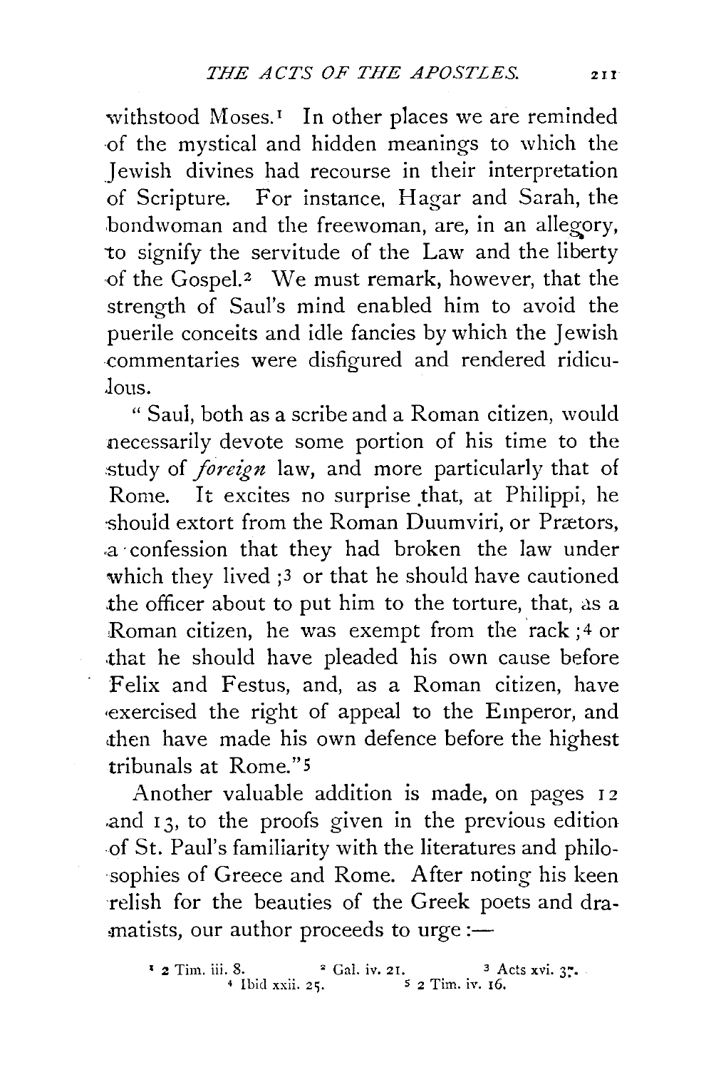withstood Moses.[1] In other places we are reminded of the mystical and hidden meanings to which the Jewish divines had recourse in their interpretation of Scripture. For instance, Hagar and Sarah, the bondwoman and the freewoman, are, in an allegory, to signify the servitude of the Law and the liberty of the Gospel.[2] We must remark, however, that the strength of Saul's mind enabled him to avoid the puerile conceits and idle fancies by which the Jewish commentaries were disfigured and rendered ridiculous.

"Saul, both as a scribe and a Roman citizen, would necessarily devote some portion of his time to the study of *foreign* law, and more particularly that of Rome. It excites no surprise that, at Philippi, he should extort from the Roman Duumviri, or Prætors, a confession that they had broken the law under which they lived;[3] or that he should have cautioned the officer about to put him to the torture, that, as a Roman citizen, he was exempt from the rack;[4] or that he should have pleaded his own cause before Felix and Festus, and, as a Roman citizen, have exercised the right of appeal to the Emperor, and then have made his own defence before the highest tribunals at Rome."[5]

Another valuable addition is made, on pages 12 and 13, to the proofs given in the previous edition of St. Paul's familiarity with the literatures and philosophies of Greece and Rome. After noting his keen relish for the beauties of the Greek poets and dramatists, our author proceeds to urge:—

[1] 2 Tim. iii. 8. [2] Gal. iv. 21. [3] Acts xvi. 37. [4] Ibid xxii. 25. [5] 2 Tim. iv. 16.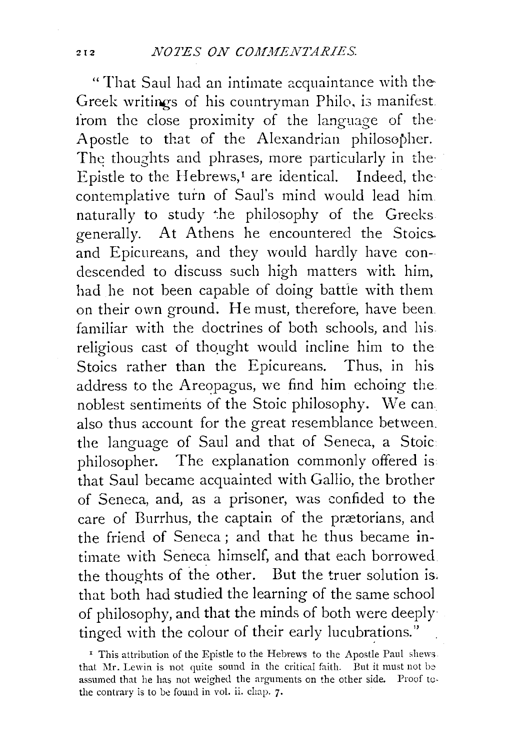"That Saul had an intimate acquaintance with the Greek writings of his countryman Philo, is manifest from the close proximity of the language of the Apostle to that of the Alexandrian philosopher. The thoughts and phrases, more particularly in the Epistle to the Hebrews,[1] are identical. Indeed, the contemplative turn of Saul's mind would lead him naturally to study the philosophy of the Greeks generally. At Athens he encountered the Stoics and Epicureans, and they would hardly have condescended to discuss such high matters with him, had he not been capable of doing battle with them on their own ground. He must, therefore, have been familiar with the doctrines of both schools, and his religious cast of thought would incline him to the Stoics rather than the Epicureans. Thus, in his address to the Areopagus, we find him echoing the noblest sentiments of the Stoic philosophy. We can also thus account for the great resemblance between the language of Saul and that of Seneca, a Stoic philosopher. The explanation commonly offered is that Saul became acquainted with Gallio, the brother of Seneca, and, as a prisoner, was confided to the care of Burrhus, the captain of the prætorians, and the friend of Seneca; and that he thus became intimate with Seneca himself, and that each borrowed the thoughts of the other. But the truer solution is that both had studied the learning of the same school of philosophy, and that the minds of both were deeply tinged with the colour of their early lucubrations."

[1] This attribution of the Epistle to the Hebrews to the Apostle Paul shews that Mr. Lewin is not quite sound in the critical faith. But it must not be assumed that he has not weighed the arguments on the other side. Proof to the contrary is to be found in vol. ii. chap. 7.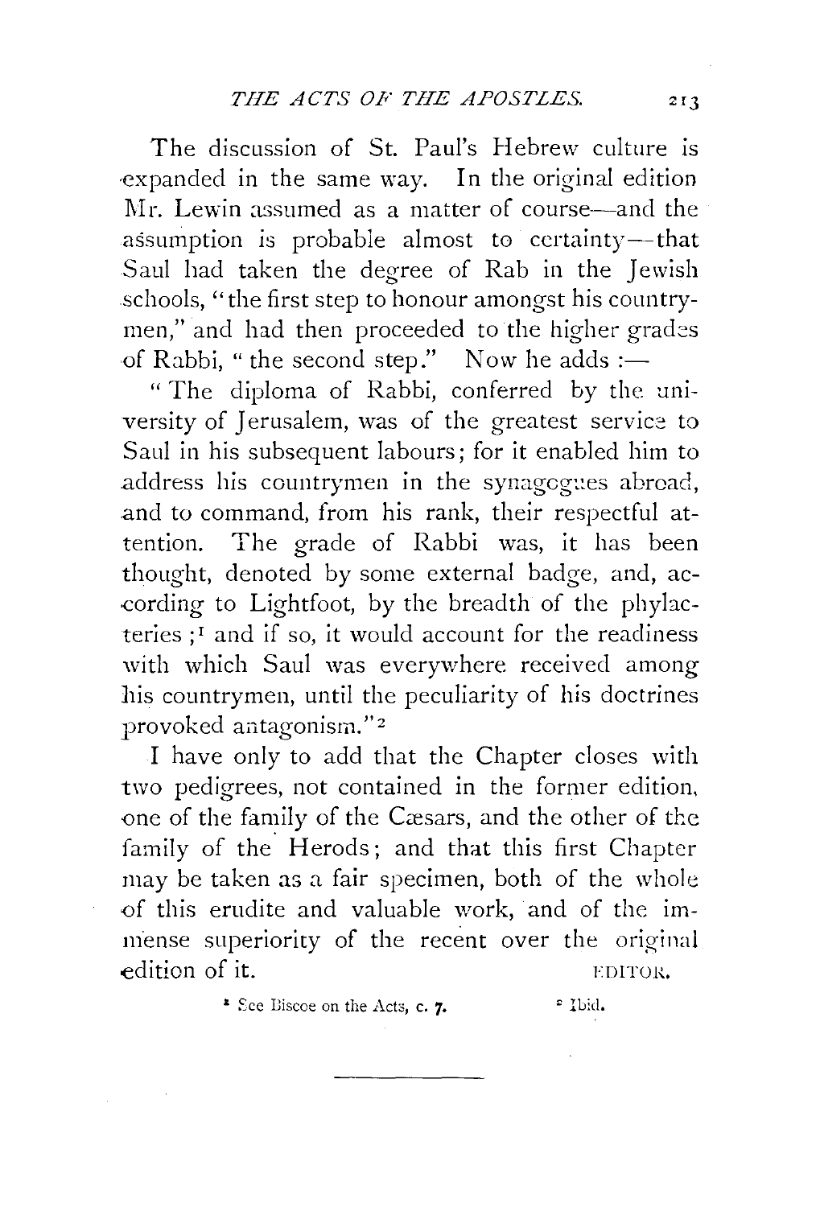The discussion of St. Paul's Hebrew culture is expanded in the same way. In the original edition Mr. Lewin assumed as a matter of course—and the assumption is probable almost to certainty—that Saul had taken the degree of Rab in the Jewish schools, "the first step to honour amongst his countrymen," and had then proceeded to the higher grades of Rabbi, "the second step." Now he adds :—

"The diploma of Rabbi, conferred by the university of Jerusalem, was of the greatest service to Saul in his subsequent labours; for it enabled him to address his countrymen in the synagogues abroad, and to command, from his rank, their respectful attention. The grade of Rabbi was, it has been thought, denoted by some external badge, and, according to Lightfoot, by the breadth of the phylacteries ;[1] and if so, it would account for the readiness with which Saul was everywhere received among his countrymen, until the peculiarity of his doctrines provoked antagonism."[2]

I have only to add that the Chapter closes with two pedigrees, not contained in the former edition, one of the family of the Cæsars, and the other of the family of the Herods; and that this first Chapter may be taken as a fair specimen, both of the whole of this erudite and valuable work, and of the immense superiority of the recent over the original edition of it.

EDITOR.

[1] See Biscoe on the Acts, c. 7.

[2] Ibid.